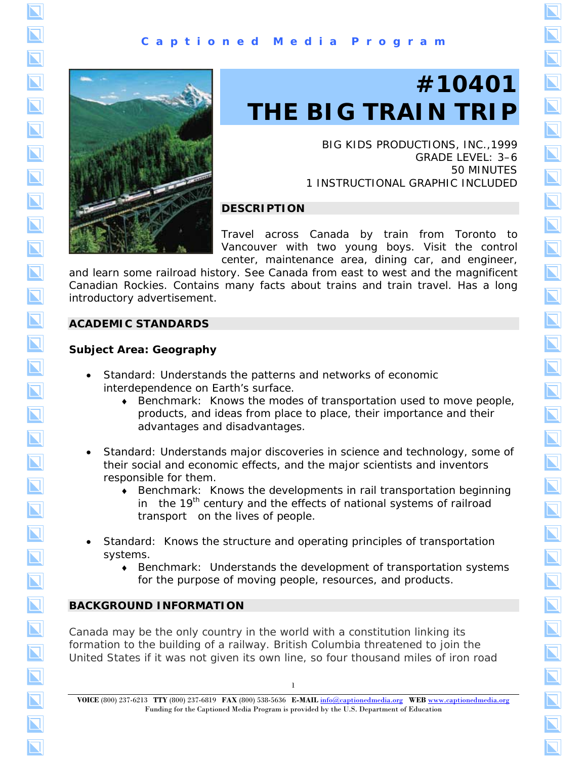Captioned Media Program

# #10401 THE BIG TRAIN TRIP

BIG KIDS PRODUCTIONS, INC.,1999
GRADE LEVEL: 3–6
50 MINUTES
1 INSTRUCTIONAL GRAPHIC INCLUDED

## DESCRIPTION

Travel across Canada by train from Toronto to Vancouver with two young boys. Visit the control center, maintenance area, dining car, and engineer, and learn some railroad history. See Canada from east to west and the magnificent Canadian Rockies. Contains many facts about trains and train travel. Has a long introductory advertisement.

## ACADEMIC STANDARDS

### Subject Area: Geography

- Standard: Understands the patterns and networks of economic interdependence on Earth's surface.
    - Benchmark: Knows the modes of transportation used to move people, products, and ideas from place to place, their importance and their advantages and disadvantages.

- Standard: Understands major discoveries in science and technology, some of their social and economic effects, and the major scientists and inventors responsible for them.
    - Benchmark: Knows the developments in rail transportation beginning in the 19th century and the effects of national systems of railroad transport on the lives of people.

- Standard: Knows the structure and operating principles of transportation systems.
    - Benchmark: Understands the development of transportation systems for the purpose of moving people, resources, and products.

## BACKGROUND INFORMATION

Canada may be the only country in the world with a constitution linking its formation to the building of a railway. British Columbia threatened to join the United States if it was not given its own line, so four thousand miles of iron road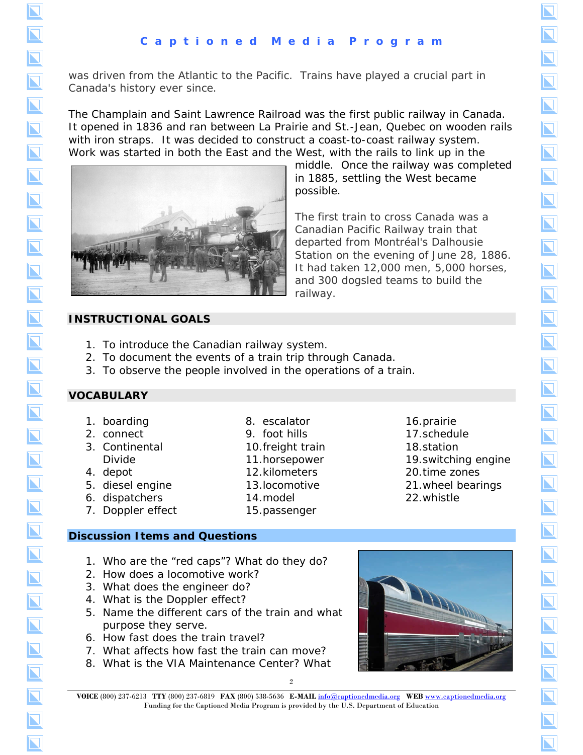was driven from the Atlantic to the Pacific. Trains have played a crucial part in Canada's history ever since.

The Champlain and Saint Lawrence Railroad was the first public railway in Canada. It opened in 1836 and ran between La Prairie and St.-Jean, Quebec on wooden rails with iron straps. It was decided to construct a coast-to-coast railway system. Work was started in both the East and the West, with the rails to link up in the middle. Once the railway was completed in 1885, settling the West became possible.

The first train to cross Canada was a Canadian Pacific Railway train that departed from Montréal's Dalhousie Station on the evening of June 28, 1886. It had taken 12,000 men, 5,000 horses, and 300 dogsled teams to build the railway.

## INSTRUCTIONAL GOALS

1. To introduce the Canadian railway system.
2. To document the events of a train trip through Canada.
3. To observe the people involved in the operations of a train.

## VOCABULARY

1. boarding
2. connect
3. Continental Divide
4. depot
5. diesel engine
6. dispatchers
7. Doppler effect
8. escalator
9. foot hills
10. freight train
11. horsepower
12. kilometers
13. locomotive
14. model
15. passenger
16. prairie
17. schedule
18. station
19. switching engine
20. time zones
21. wheel bearings
22. whistle

## Discussion Items and Questions

1. Who are the "red caps"? What do they do?
2. How does a locomotive work?
3. What does the engineer do?
4. What is the Doppler effect?
5. Name the different cars of the train and what purpose they serve.
6. How fast does the train travel?
7. What affects how fast the train can move?
8. What is the VIA Maintenance Center? What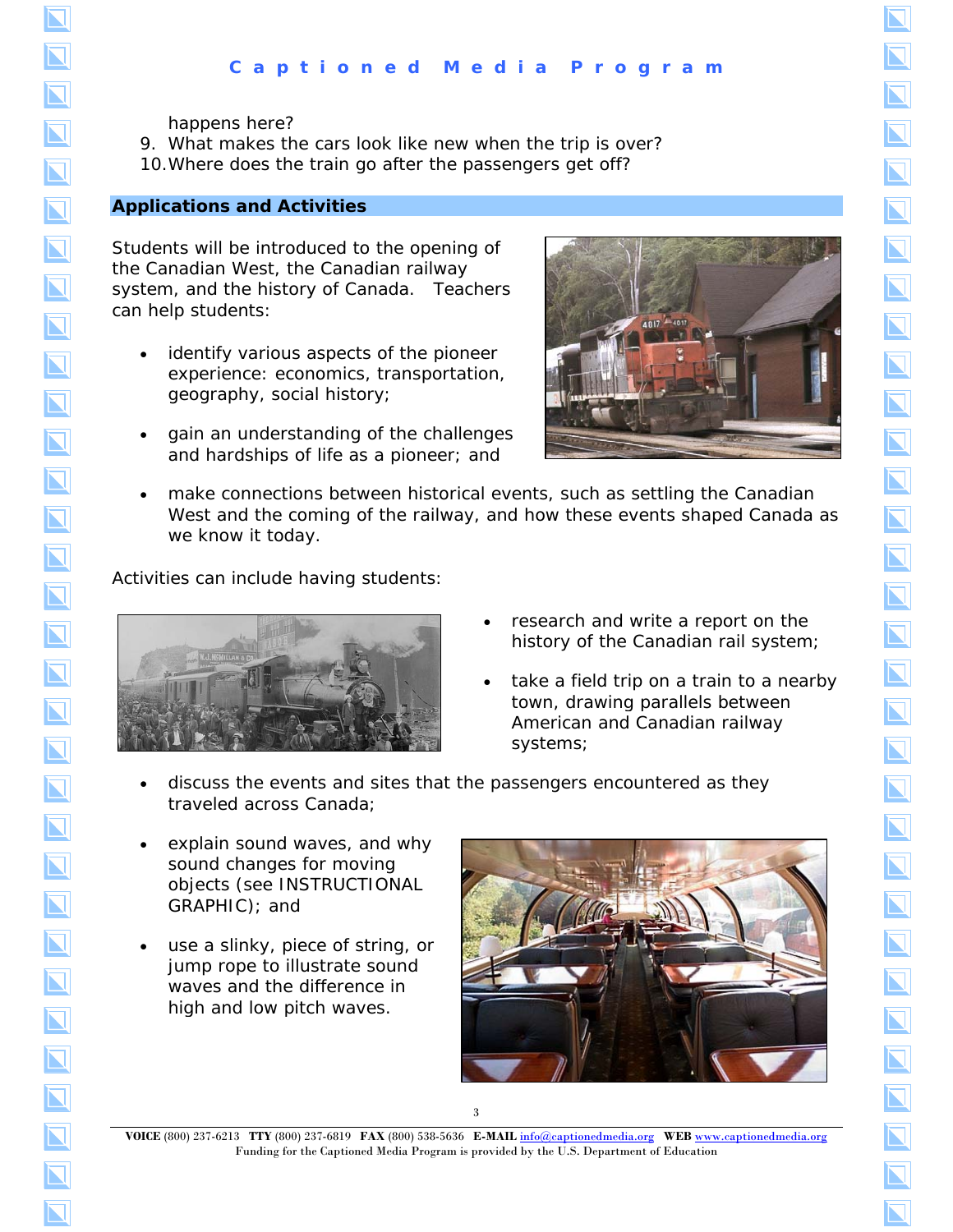happens here?

9. What makes the cars look like new when the trip is over?
10. Where does the train go after the passengers get off?

## Applications and Activities

Students will be introduced to the opening of the Canadian West, the Canadian railway system, and the history of Canada. Teachers can help students:

- identify various aspects of the pioneer experience: economics, transportation, geography, social history;
- gain an understanding of the challenges and hardships of life as a pioneer; and
- make connections between historical events, such as settling the Canadian West and the coming of the railway, and how these events shaped Canada as we know it today.

Activities can include having students:

- research and write a report on the history of the Canadian rail system;
- take a field trip on a train to a nearby town, drawing parallels between American and Canadian railway systems;
- discuss the events and sites that the passengers encountered as they traveled across Canada;
- explain sound waves, and why sound changes for moving objects (see INSTRUCTIONAL GRAPHIC); and
- use a slinky, piece of string, or jump rope to illustrate sound waves and the difference in high and low pitch waves.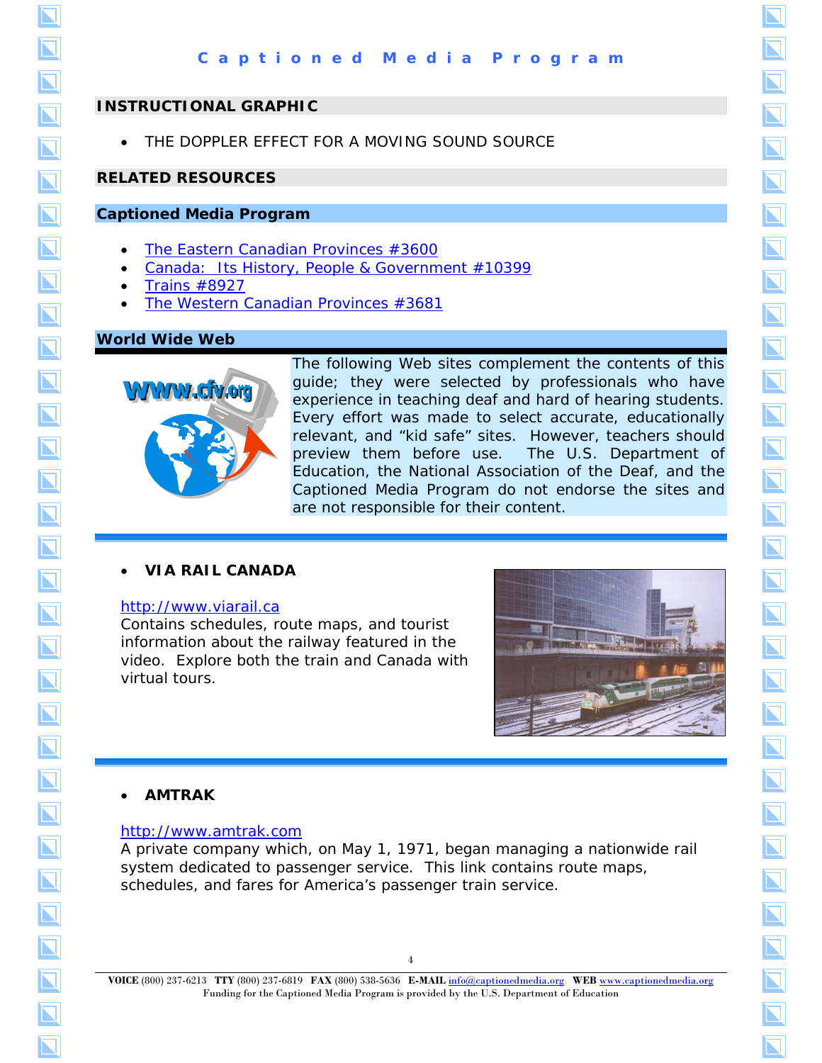## INSTRUCTIONAL GRAPHIC

- THE DOPPLER EFFECT FOR A MOVING SOUND SOURCE

## RELATED RESOURCES

### Captioned Media Program

- The Eastern Canadian Provinces #3600
- Canada: Its History, People & Government #10399
- Trains #8927
- The Western Canadian Provinces #3681

### World Wide Web

The following Web sites complement the contents of this guide; they were selected by professionals who have experience in teaching deaf and hard of hearing students. Every effort was made to select accurate, educationally relevant, and "kid safe" sites. However, teachers should preview them before use. The U.S. Department of Education, the National Association of the Deaf, and the Captioned Media Program do not endorse the sites and are not responsible for their content.

- **VIA RAIL CANADA**

http://www.viarail.ca
Contains schedules, route maps, and tourist information about the railway featured in the video. Explore both the train and Canada with virtual tours.

- **AMTRAK**

http://www.amtrak.com
A private company which, on May 1, 1971, began managing a nationwide rail system dedicated to passenger service. This link contains route maps, schedules, and fares for America's passenger train service.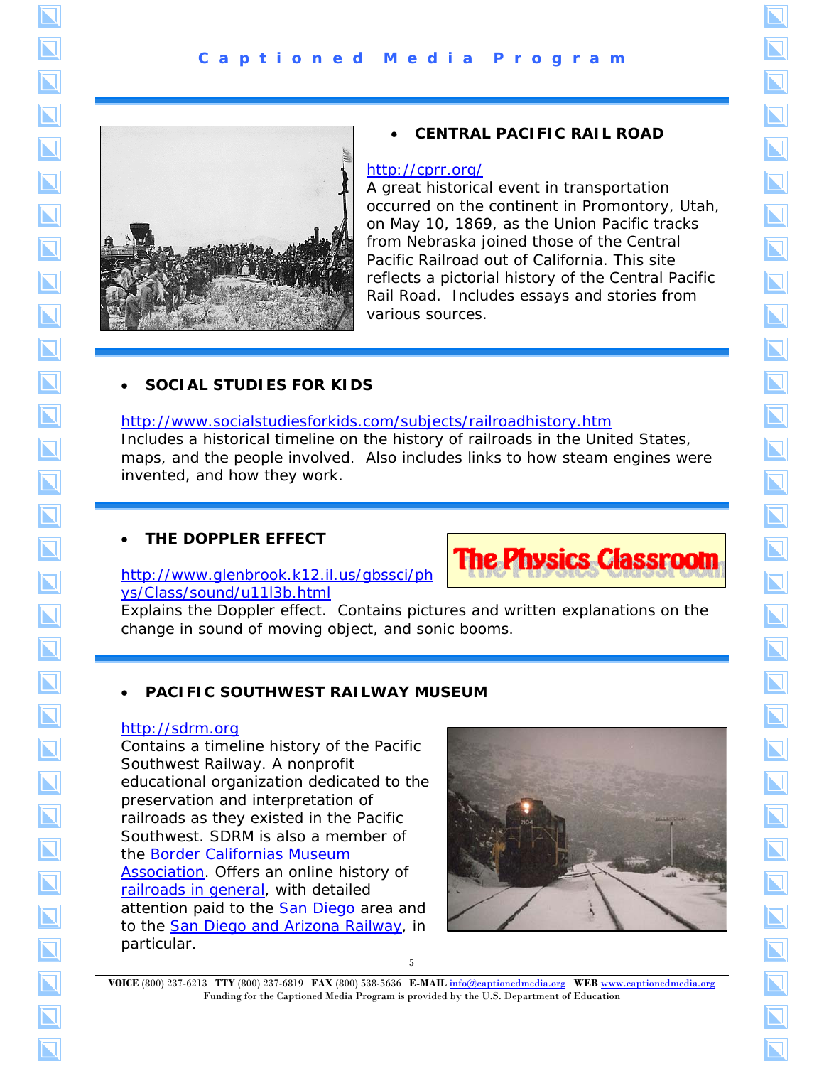- **CENTRAL PACIFIC RAIL ROAD**

http://cprr.org/
A great historical event in transportation occurred on the continent in Promontory, Utah, on May 10, 1869, as the Union Pacific tracks from Nebraska joined those of the Central Pacific Railroad out of California. This site reflects a pictorial history of the Central Pacific Rail Road. Includes essays and stories from various sources.

- **SOCIAL STUDIES FOR KIDS**

http://www.socialstudiesforkids.com/subjects/railroadhistory.htm
Includes a historical timeline on the history of railroads in the United States, maps, and the people involved. Also includes links to how steam engines were invented, and how they work.

- **THE DOPPLER EFFECT**

http://www.glenbrook.k12.il.us/gbssci/phys/Class/sound/u11l3b.html
Explains the Doppler effect. Contains pictures and written explanations on the change in sound of moving object, and sonic booms.

- **PACIFIC SOUTHWEST RAILWAY MUSEUM**

http://sdrm.org
Contains a timeline history of the Pacific Southwest Railway. A nonprofit educational organization dedicated to the preservation and interpretation of railroads as they existed in the Pacific Southwest. SDRM is also a member of the Border Californias Museum Association. Offers an online history of railroads in general, with detailed attention paid to the San Diego area and to the San Diego and Arizona Railway, in particular.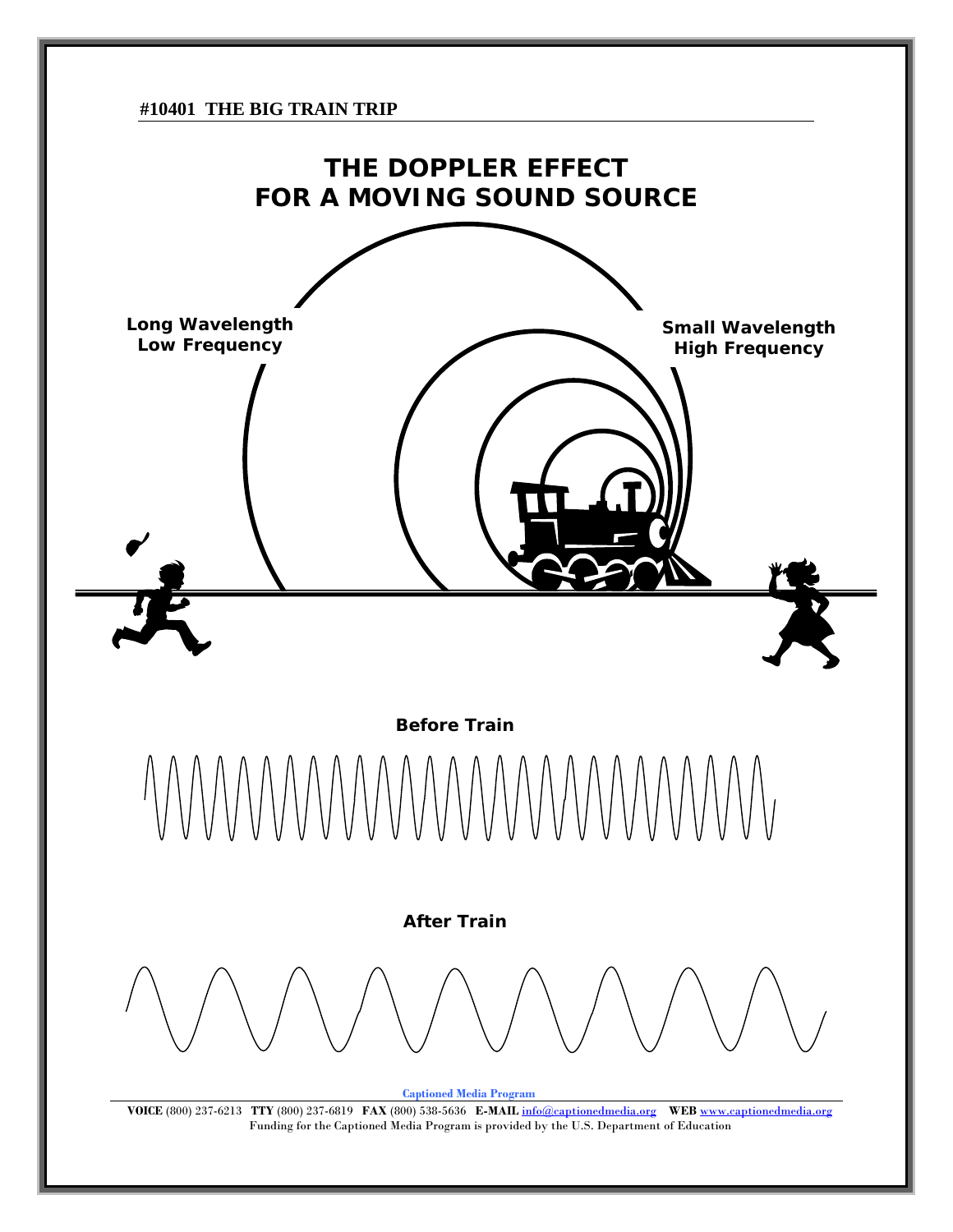#10401 THE BIG TRAIN TRIP

# THE DOPPLER EFFECT FOR A MOVING SOUND SOURCE

Long Wavelength
Low Frequency

Small Wavelength
High Frequency

Before Train

After Train